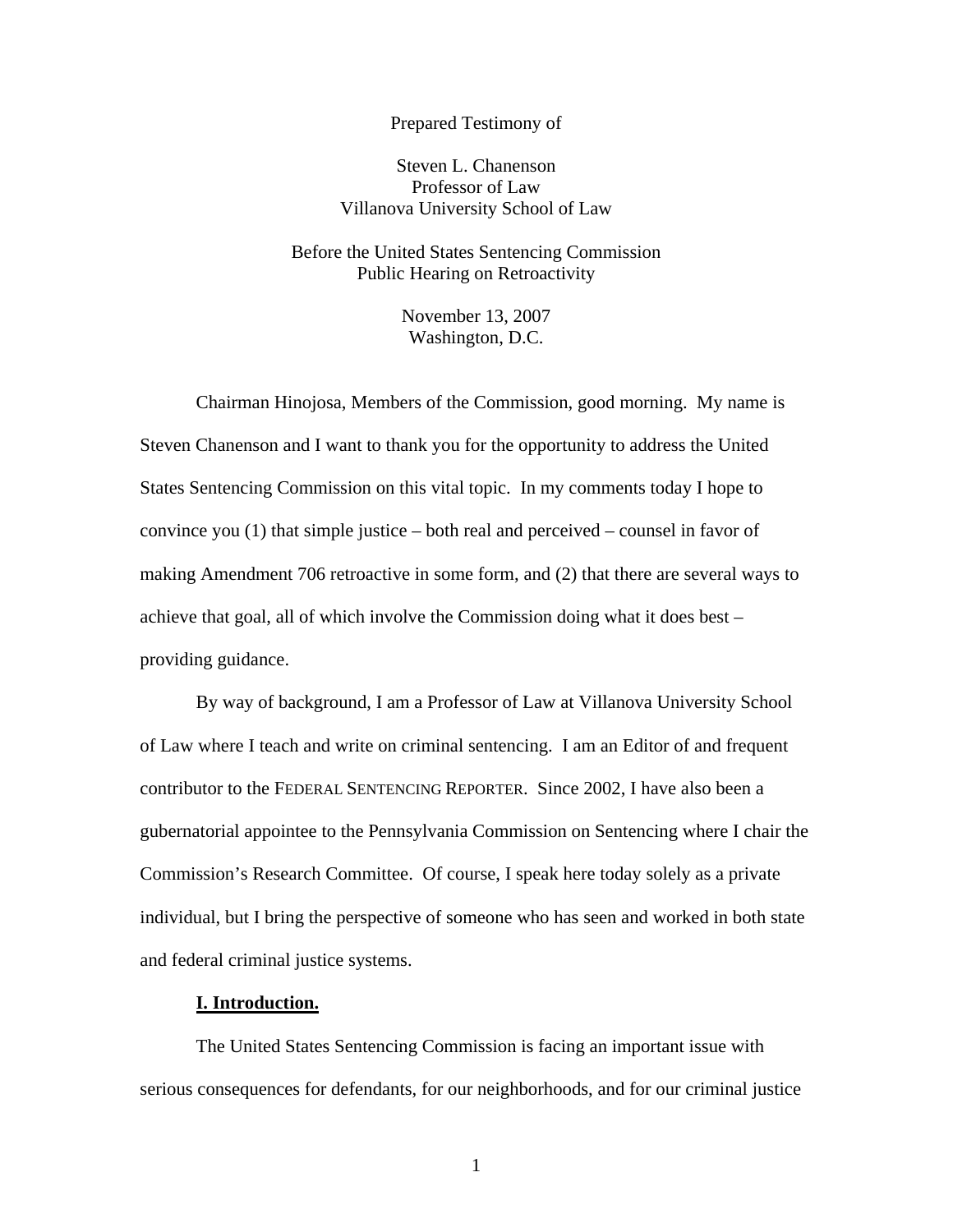Prepared Testimony of

Steven L. Chanenson
Professor of Law
Villanova University School of Law

Before the United States Sentencing Commission
Public Hearing on Retroactivity

November 13, 2007
Washington, D.C.

Chairman Hinojosa, Members of the Commission, good morning. My name is Steven Chanenson and I want to thank you for the opportunity to address the United States Sentencing Commission on this vital topic. In my comments today I hope to convince you (1) that simple justice – both real and perceived – counsel in favor of making Amendment 706 retroactive in some form, and (2) that there are several ways to achieve that goal, all of which involve the Commission doing what it does best – providing guidance.

By way of background, I am a Professor of Law at Villanova University School of Law where I teach and write on criminal sentencing. I am an Editor of and frequent contributor to the FEDERAL SENTENCING REPORTER. Since 2002, I have also been a gubernatorial appointee to the Pennsylvania Commission on Sentencing where I chair the Commission's Research Committee. Of course, I speak here today solely as a private individual, but I bring the perspective of someone who has seen and worked in both state and federal criminal justice systems.

## I. Introduction.

The United States Sentencing Commission is facing an important issue with serious consequences for defendants, for our neighborhoods, and for our criminal justice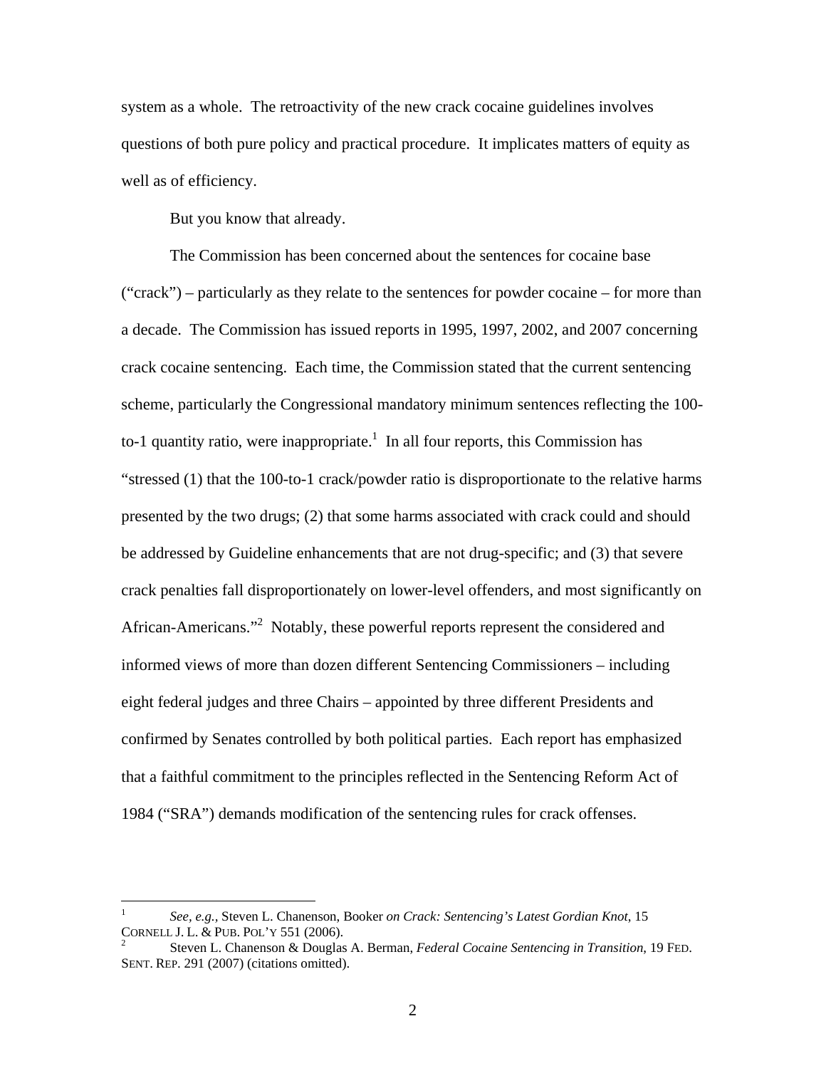system as a whole. The retroactivity of the new crack cocaine guidelines involves questions of both pure policy and practical procedure. It implicates matters of equity as well as of efficiency.

But you know that already.

The Commission has been concerned about the sentences for cocaine base ("crack") – particularly as they relate to the sentences for powder cocaine – for more than a decade. The Commission has issued reports in 1995, 1997, 2002, and 2007 concerning crack cocaine sentencing. Each time, the Commission stated that the current sentencing scheme, particularly the Congressional mandatory minimum sentences reflecting the 100-to-1 quantity ratio, were inappropriate.[1] In all four reports, this Commission has "stressed (1) that the 100-to-1 crack/powder ratio is disproportionate to the relative harms presented by the two drugs; (2) that some harms associated with crack could and should be addressed by Guideline enhancements that are not drug-specific; and (3) that severe crack penalties fall disproportionately on lower-level offenders, and most significantly on African-Americans."[2] Notably, these powerful reports represent the considered and informed views of more than dozen different Sentencing Commissioners – including eight federal judges and three Chairs – appointed by three different Presidents and confirmed by Senates controlled by both political parties. Each report has emphasized that a faithful commitment to the principles reflected in the Sentencing Reform Act of 1984 ("SRA") demands modification of the sentencing rules for crack offenses.

---

[1] *See, e.g.,* Steven L. Chanenson, Booker *on Crack: Sentencing's Latest Gordian Knot*, 15 CORNELL J. L. & PUB. POL'Y 551 (2006).

[2] Steven L. Chanenson & Douglas A. Berman, *Federal Cocaine Sentencing in Transition*, 19 FED. SENT. REP. 291 (2007) (citations omitted).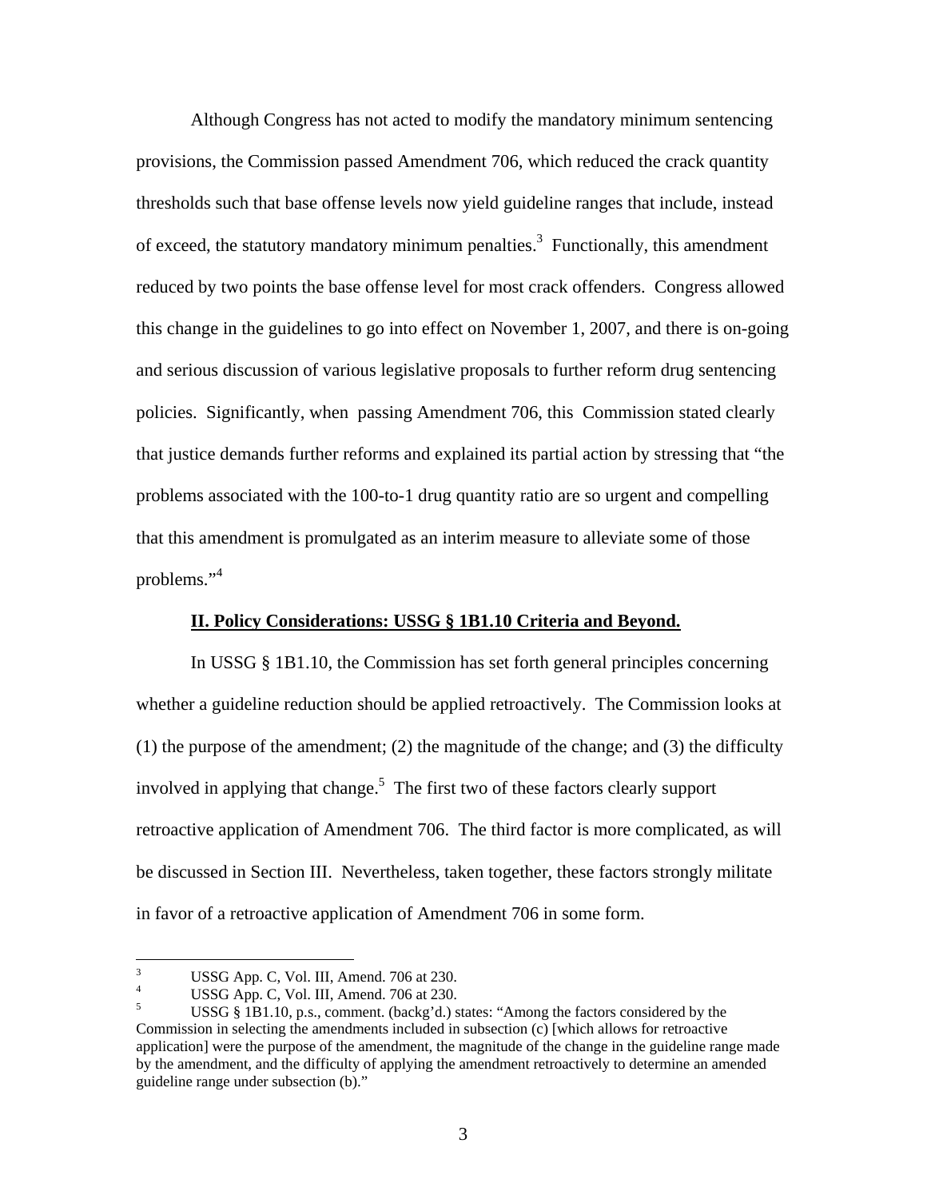Although Congress has not acted to modify the mandatory minimum sentencing provisions, the Commission passed Amendment 706, which reduced the crack quantity thresholds such that base offense levels now yield guideline ranges that include, instead of exceed, the statutory mandatory minimum penalties.[3] Functionally, this amendment reduced by two points the base offense level for most crack offenders. Congress allowed this change in the guidelines to go into effect on November 1, 2007, and there is on-going and serious discussion of various legislative proposals to further reform drug sentencing policies. Significantly, when passing Amendment 706, this Commission stated clearly that justice demands further reforms and explained its partial action by stressing that "the problems associated with the 100-to-1 drug quantity ratio are so urgent and compelling that this amendment is promulgated as an interim measure to alleviate some of those problems."[4]

## II. Policy Considerations: USSG § 1B1.10 Criteria and Beyond.

In USSG § 1B1.10, the Commission has set forth general principles concerning whether a guideline reduction should be applied retroactively. The Commission looks at (1) the purpose of the amendment; (2) the magnitude of the change; and (3) the difficulty involved in applying that change.[5] The first two of these factors clearly support retroactive application of Amendment 706. The third factor is more complicated, as will be discussed in Section III. Nevertheless, taken together, these factors strongly militate in favor of a retroactive application of Amendment 706 in some form.

---

[3] USSG App. C, Vol. III, Amend. 706 at 230.

[4] USSG App. C, Vol. III, Amend. 706 at 230.

[5] USSG § 1B1.10, p.s., comment. (backg'd.) states: "Among the factors considered by the Commission in selecting the amendments included in subsection (c) [which allows for retroactive application] were the purpose of the amendment, the magnitude of the change in the guideline range made by the amendment, and the difficulty of applying the amendment retroactively to determine an amended guideline range under subsection (b)."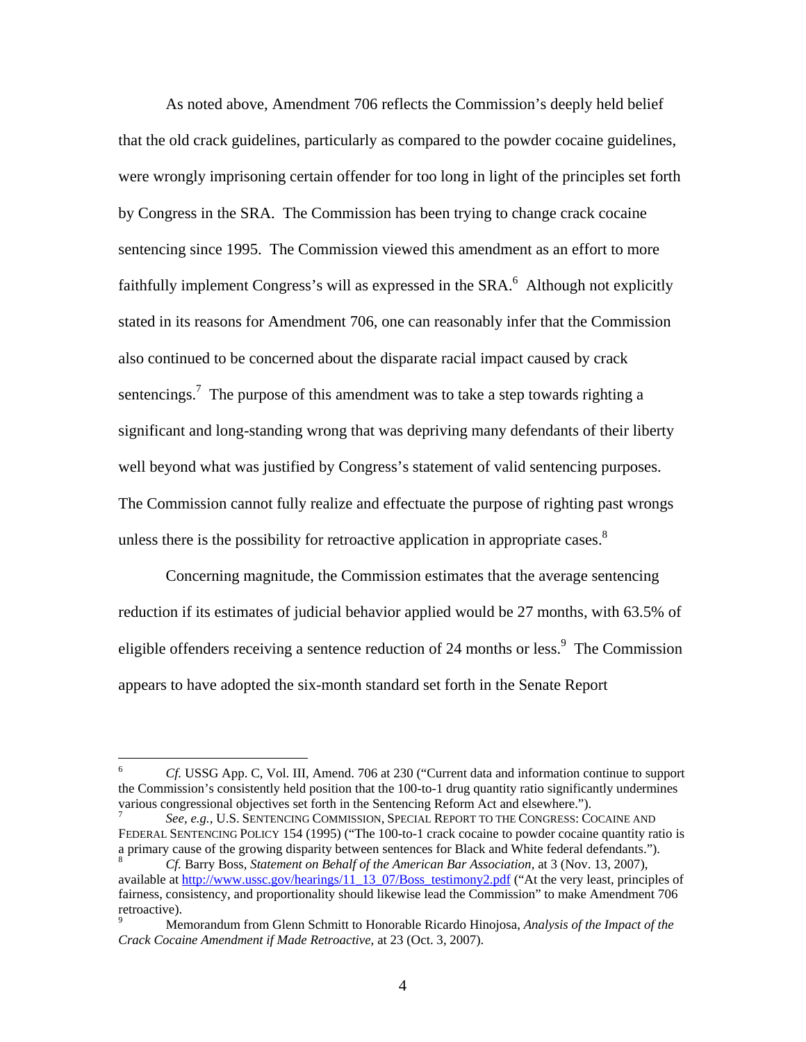As noted above, Amendment 706 reflects the Commission's deeply held belief that the old crack guidelines, particularly as compared to the powder cocaine guidelines, were wrongly imprisoning certain offender for too long in light of the principles set forth by Congress in the SRA. The Commission has been trying to change crack cocaine sentencing since 1995. The Commission viewed this amendment as an effort to more faithfully implement Congress's will as expressed in the SRA.[6] Although not explicitly stated in its reasons for Amendment 706, one can reasonably infer that the Commission also continued to be concerned about the disparate racial impact caused by crack sentencings.[7] The purpose of this amendment was to take a step towards righting a significant and long-standing wrong that was depriving many defendants of their liberty well beyond what was justified by Congress's statement of valid sentencing purposes. The Commission cannot fully realize and effectuate the purpose of righting past wrongs unless there is the possibility for retroactive application in appropriate cases.[8]

Concerning magnitude, the Commission estimates that the average sentencing reduction if its estimates of judicial behavior applied would be 27 months, with 63.5% of eligible offenders receiving a sentence reduction of 24 months or less.[9] The Commission appears to have adopted the six-month standard set forth in the Senate Report

---

[6] *Cf.* USSG App. C, Vol. III, Amend. 706 at 230 ("Current data and information continue to support the Commission's consistently held position that the 100-to-1 drug quantity ratio significantly undermines various congressional objectives set forth in the Sentencing Reform Act and elsewhere.").

[7] *See, e.g.*, U.S. SENTENCING COMMISSION, SPECIAL REPORT TO THE CONGRESS: COCAINE AND FEDERAL SENTENCING POLICY 154 (1995) ("The 100-to-1 crack cocaine to powder cocaine quantity ratio is a primary cause of the growing disparity between sentences for Black and White federal defendants.").

[8] *Cf.* Barry Boss, *Statement on Behalf of the American Bar Association*, at 3 (Nov. 13, 2007), available at http://www.ussc.gov/hearings/11_13_07/Boss_testimony2.pdf ("At the very least, principles of fairness, consistency, and proportionality should likewise lead the Commission" to make Amendment 706 retroactive).

[9] Memorandum from Glenn Schmitt to Honorable Ricardo Hinojosa, *Analysis of the Impact of the Crack Cocaine Amendment if Made Retroactive*, at 23 (Oct. 3, 2007).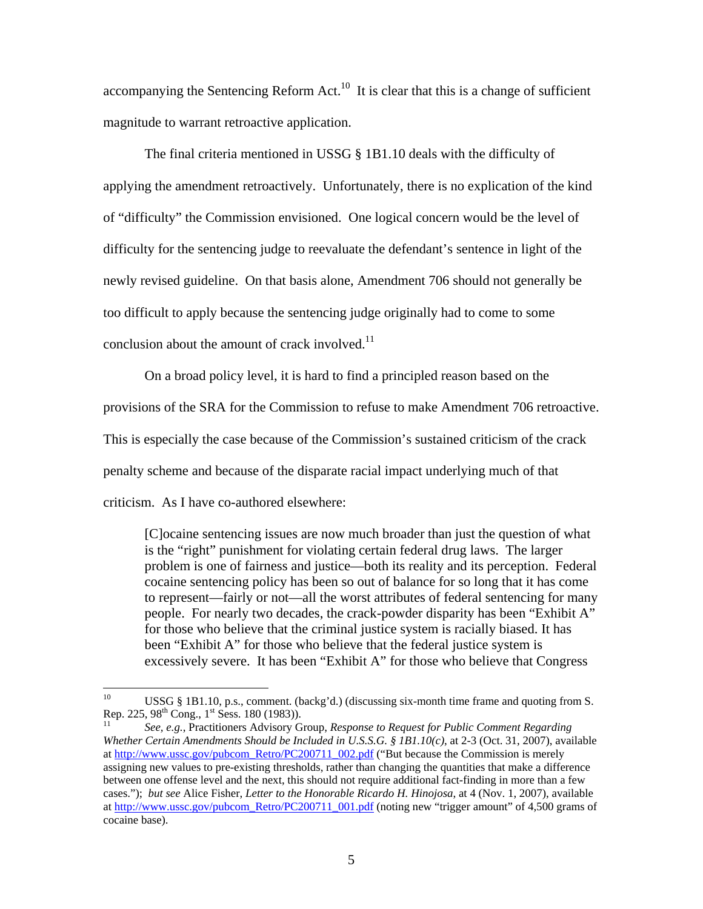accompanying the Sentencing Reform Act.[10] It is clear that this is a change of sufficient magnitude to warrant retroactive application.

The final criteria mentioned in USSG § 1B1.10 deals with the difficulty of applying the amendment retroactively. Unfortunately, there is no explication of the kind of "difficulty" the Commission envisioned. One logical concern would be the level of difficulty for the sentencing judge to reevaluate the defendant's sentence in light of the newly revised guideline. On that basis alone, Amendment 706 should not generally be too difficult to apply because the sentencing judge originally had to come to some conclusion about the amount of crack involved.[11]

On a broad policy level, it is hard to find a principled reason based on the provisions of the SRA for the Commission to refuse to make Amendment 706 retroactive. This is especially the case because of the Commission's sustained criticism of the crack penalty scheme and because of the disparate racial impact underlying much of that criticism. As I have co-authored elsewhere:

> [C]ocaine sentencing issues are now much broader than just the question of what is the "right" punishment for violating certain federal drug laws. The larger problem is one of fairness and justice—both its reality and its perception. Federal cocaine sentencing policy has been so out of balance for so long that it has come to represent—fairly or not—all the worst attributes of federal sentencing for many people. For nearly two decades, the crack-powder disparity has been "Exhibit A" for those who believe that the criminal justice system is racially biased. It has been "Exhibit A" for those who believe that the federal justice system is excessively severe. It has been "Exhibit A" for those who believe that Congress

---

[10] USSG § 1B1.10, p.s., comment. (backg'd.) (discussing six-month time frame and quoting from S. Rep. 225, 98th Cong., 1st Sess. 180 (1983)).

[11] *See, e.g.*, Practitioners Advisory Group, *Response to Request for Public Comment Regarding Whether Certain Amendments Should be Included in U.S.S.G. § 1B1.10(c)*, at 2-3 (Oct. 31, 2007), available at http://www.ussc.gov/pubcom_Retro/PC200711_002.pdf ("But because the Commission is merely assigning new values to pre-existing thresholds, rather than changing the quantities that make a difference between one offense level and the next, this should not require additional fact-finding in more than a few cases."); *but see* Alice Fisher, *Letter to the Honorable Ricardo H. Hinojosa*, at 4 (Nov. 1, 2007), available at http://www.ussc.gov/pubcom_Retro/PC200711_001.pdf (noting new "trigger amount" of 4,500 grams of cocaine base).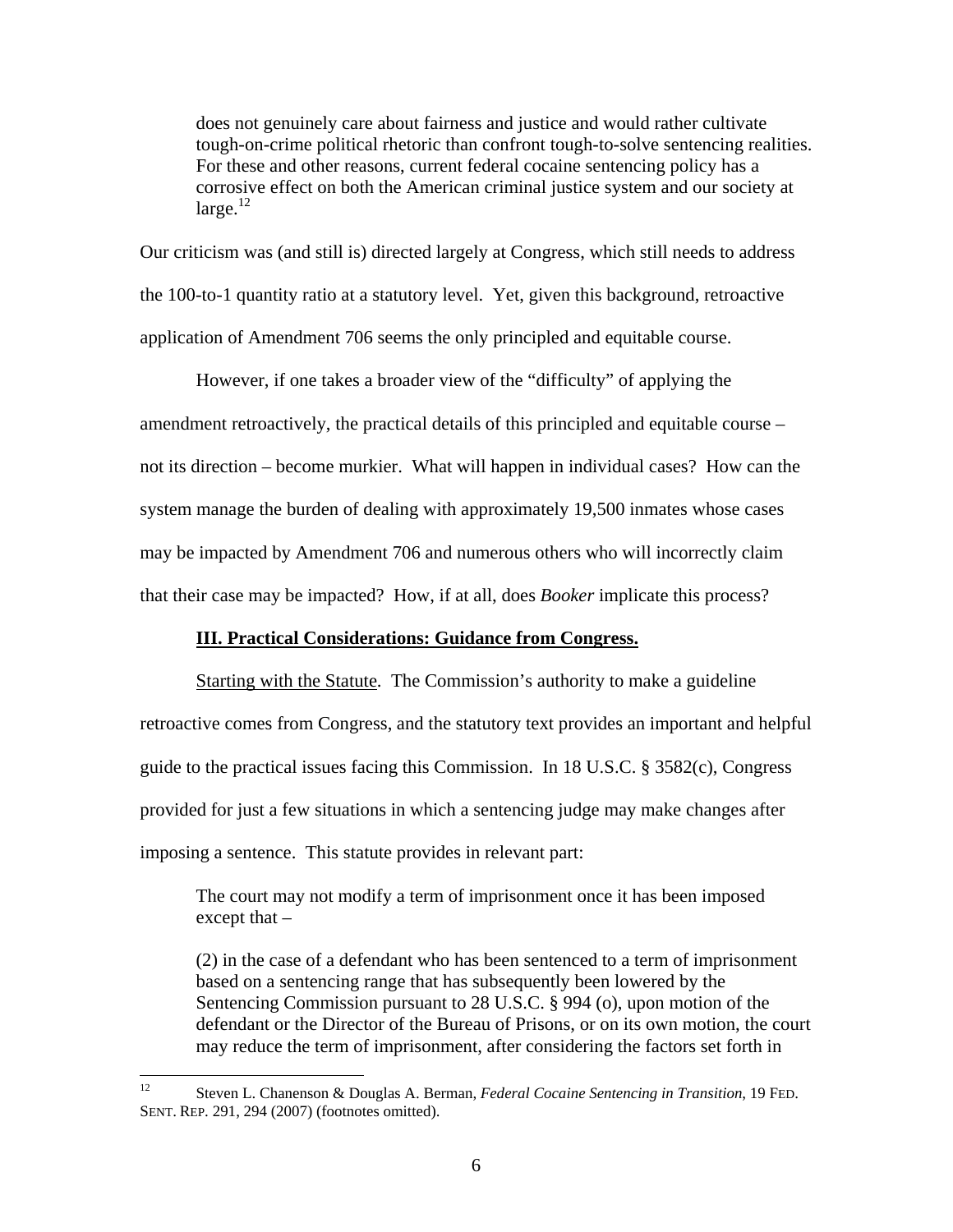> does not genuinely care about fairness and justice and would rather cultivate tough-on-crime political rhetoric than confront tough-to-solve sentencing realities. For these and other reasons, current federal cocaine sentencing policy has a corrosive effect on both the American criminal justice system and our society at large.[12]

Our criticism was (and still is) directed largely at Congress, which still needs to address the 100-to-1 quantity ratio at a statutory level. Yet, given this background, retroactive application of Amendment 706 seems the only principled and equitable course.

However, if one takes a broader view of the "difficulty" of applying the amendment retroactively, the practical details of this principled and equitable course – not its direction – become murkier. What will happen in individual cases? How can the system manage the burden of dealing with approximately 19,500 inmates whose cases may be impacted by Amendment 706 and numerous others who will incorrectly claim that their case may be impacted? How, if at all, does *Booker* implicate this process?

### **III. Practical Considerations: Guidance from Congress.**

Starting with the Statute. The Commission's authority to make a guideline retroactive comes from Congress, and the statutory text provides an important and helpful guide to the practical issues facing this Commission. In 18 U.S.C. § 3582(c), Congress provided for just a few situations in which a sentencing judge may make changes after imposing a sentence. This statute provides in relevant part:

> The court may not modify a term of imprisonment once it has been imposed except that –
>
> (2) in the case of a defendant who has been sentenced to a term of imprisonment based on a sentencing range that has subsequently been lowered by the Sentencing Commission pursuant to 28 U.S.C. § 994 (o), upon motion of the defendant or the Director of the Bureau of Prisons, or on its own motion, the court may reduce the term of imprisonment, after considering the factors set forth in

---

[12] Steven L. Chanenson & Douglas A. Berman, *Federal Cocaine Sentencing in Transition*, 19 FED. SENT. REP. 291, 294 (2007) (footnotes omitted).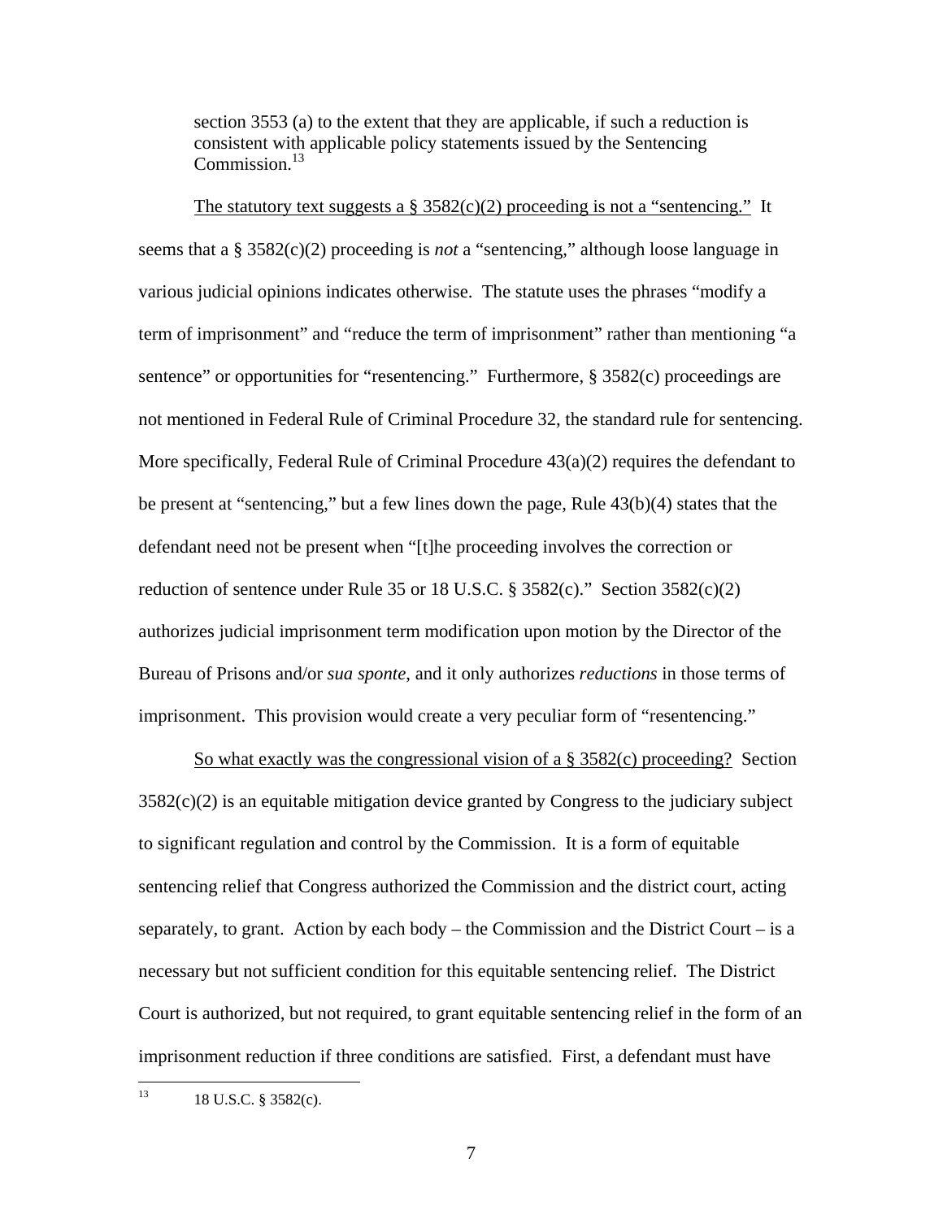> section 3553 (a) to the extent that they are applicable, if such a reduction is consistent with applicable policy statements issued by the Sentencing Commission.[13]

<u>The statutory text suggests a § 3582(c)(2) proceeding is not a "sentencing."</u> It seems that a § 3582(c)(2) proceeding is *not* a "sentencing," although loose language in various judicial opinions indicates otherwise. The statute uses the phrases "modify a term of imprisonment" and "reduce the term of imprisonment" rather than mentioning "a sentence" or opportunities for "resentencing." Furthermore, § 3582(c) proceedings are not mentioned in Federal Rule of Criminal Procedure 32, the standard rule for sentencing. More specifically, Federal Rule of Criminal Procedure 43(a)(2) requires the defendant to be present at "sentencing," but a few lines down the page, Rule 43(b)(4) states that the defendant need not be present when "[t]he proceeding involves the correction or reduction of sentence under Rule 35 or 18 U.S.C. § 3582(c)." Section 3582(c)(2) authorizes judicial imprisonment term modification upon motion by the Director of the Bureau of Prisons and/or *sua sponte*, and it only authorizes *reductions* in those terms of imprisonment. This provision would create a very peculiar form of "resentencing."

<u>So what exactly was the congressional vision of a § 3582(c) proceeding?</u> Section 3582(c)(2) is an equitable mitigation device granted by Congress to the judiciary subject to significant regulation and control by the Commission. It is a form of equitable sentencing relief that Congress authorized the Commission and the district court, acting separately, to grant. Action by each body – the Commission and the District Court – is a necessary but not sufficient condition for this equitable sentencing relief. The District Court is authorized, but not required, to grant equitable sentencing relief in the form of an imprisonment reduction if three conditions are satisfied. First, a defendant must have

[13] 18 U.S.C. § 3582(c).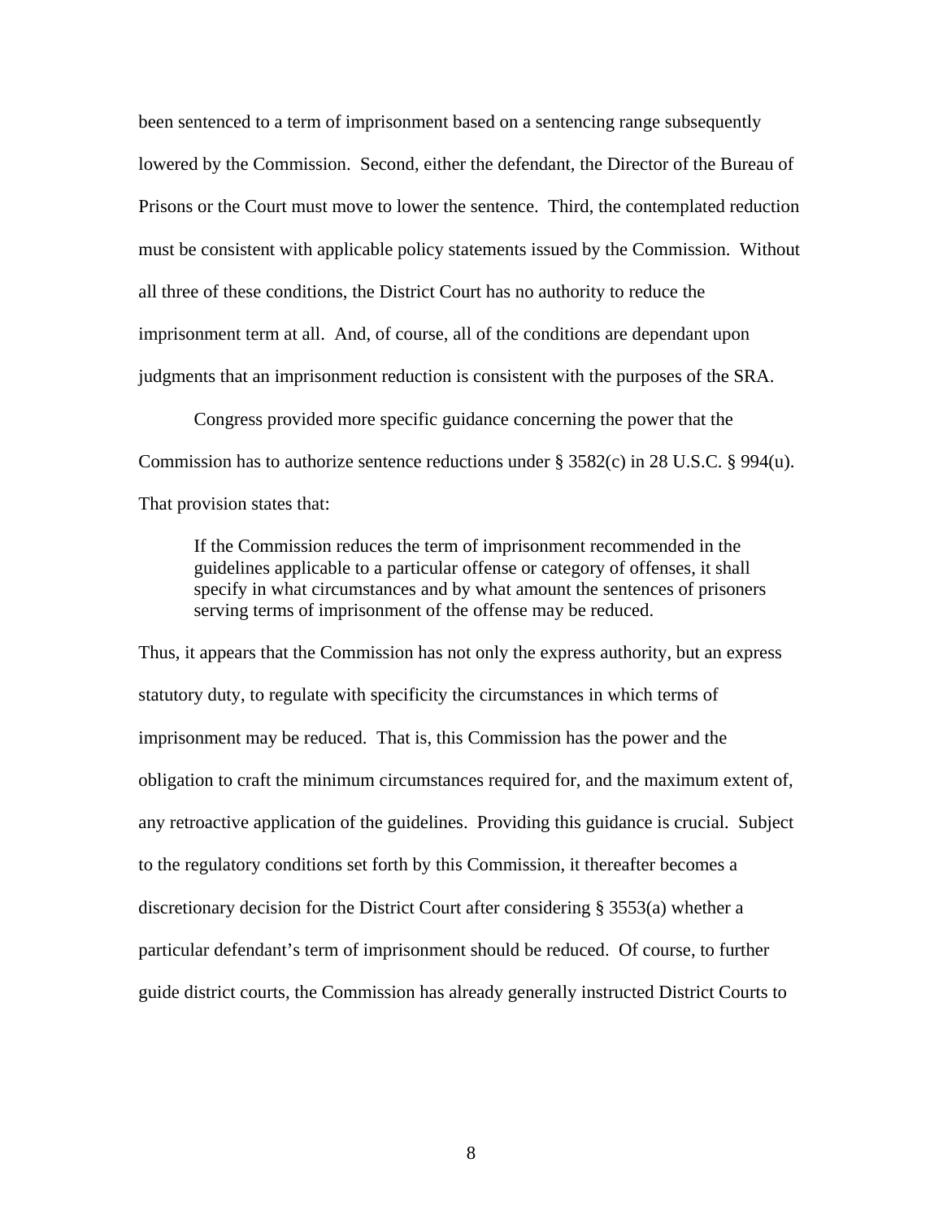been sentenced to a term of imprisonment based on a sentencing range subsequently lowered by the Commission. Second, either the defendant, the Director of the Bureau of Prisons or the Court must move to lower the sentence. Third, the contemplated reduction must be consistent with applicable policy statements issued by the Commission. Without all three of these conditions, the District Court has no authority to reduce the imprisonment term at all. And, of course, all of the conditions are dependant upon judgments that an imprisonment reduction is consistent with the purposes of the SRA.

Congress provided more specific guidance concerning the power that the Commission has to authorize sentence reductions under § 3582(c) in 28 U.S.C. § 994(u). That provision states that:

> If the Commission reduces the term of imprisonment recommended in the guidelines applicable to a particular offense or category of offenses, it shall specify in what circumstances and by what amount the sentences of prisoners serving terms of imprisonment of the offense may be reduced.

Thus, it appears that the Commission has not only the express authority, but an express statutory duty, to regulate with specificity the circumstances in which terms of imprisonment may be reduced. That is, this Commission has the power and the obligation to craft the minimum circumstances required for, and the maximum extent of, any retroactive application of the guidelines. Providing this guidance is crucial. Subject to the regulatory conditions set forth by this Commission, it thereafter becomes a discretionary decision for the District Court after considering § 3553(a) whether a particular defendant's term of imprisonment should be reduced. Of course, to further guide district courts, the Commission has already generally instructed District Courts to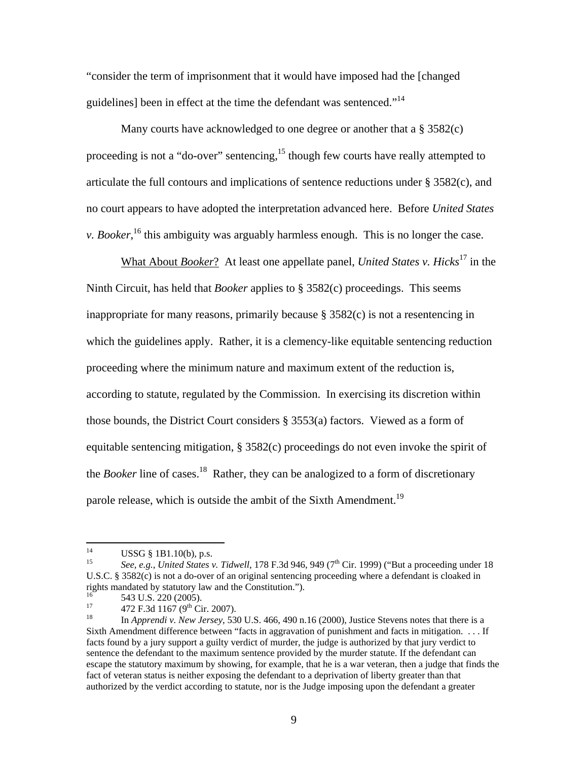"consider the term of imprisonment that it would have imposed had the [changed guidelines] been in effect at the time the defendant was sentenced."[14]

Many courts have acknowledged to one degree or another that a § 3582(c) proceeding is not a "do-over" sentencing,[15] though few courts have really attempted to articulate the full contours and implications of sentence reductions under § 3582(c), and no court appears to have adopted the interpretation advanced here. Before *United States v. Booker*,[16] this ambiguity was arguably harmless enough. This is no longer the case.

What About *Booker*? At least one appellate panel, *United States v. Hicks*[17] in the Ninth Circuit, has held that *Booker* applies to § 3582(c) proceedings. This seems inappropriate for many reasons, primarily because § 3582(c) is not a resentencing in which the guidelines apply. Rather, it is a clemency-like equitable sentencing reduction proceeding where the minimum nature and maximum extent of the reduction is, according to statute, regulated by the Commission. In exercising its discretion within those bounds, the District Court considers § 3553(a) factors. Viewed as a form of equitable sentencing mitigation, § 3582(c) proceedings do not even invoke the spirit of the *Booker* line of cases.[18] Rather, they can be analogized to a form of discretionary parole release, which is outside the ambit of the Sixth Amendment.[19]

---

[14] USSG § 1B1.10(b), p.s.

[15] *See, e.g.*, *United States v. Tidwell*, 178 F.3d 946, 949 (7th Cir. 1999) ("But a proceeding under 18 U.S.C. § 3582(c) is not a do-over of an original sentencing proceeding where a defendant is cloaked in rights mandated by statutory law and the Constitution.").

[16] 543 U.S. 220 (2005).

[17] 472 F.3d 1167 (9th Cir. 2007).

[18] In *Apprendi v. New Jersey*, 530 U.S. 466, 490 n.16 (2000), Justice Stevens notes that there is a Sixth Amendment difference between "facts in aggravation of punishment and facts in mitigation. . . . If facts found by a jury support a guilty verdict of murder, the judge is authorized by that jury verdict to sentence the defendant to the maximum sentence provided by the murder statute. If the defendant can escape the statutory maximum by showing, for example, that he is a war veteran, then a judge that finds the fact of veteran status is neither exposing the defendant to a deprivation of liberty greater than that authorized by the verdict according to statute, nor is the Judge imposing upon the defendant a greater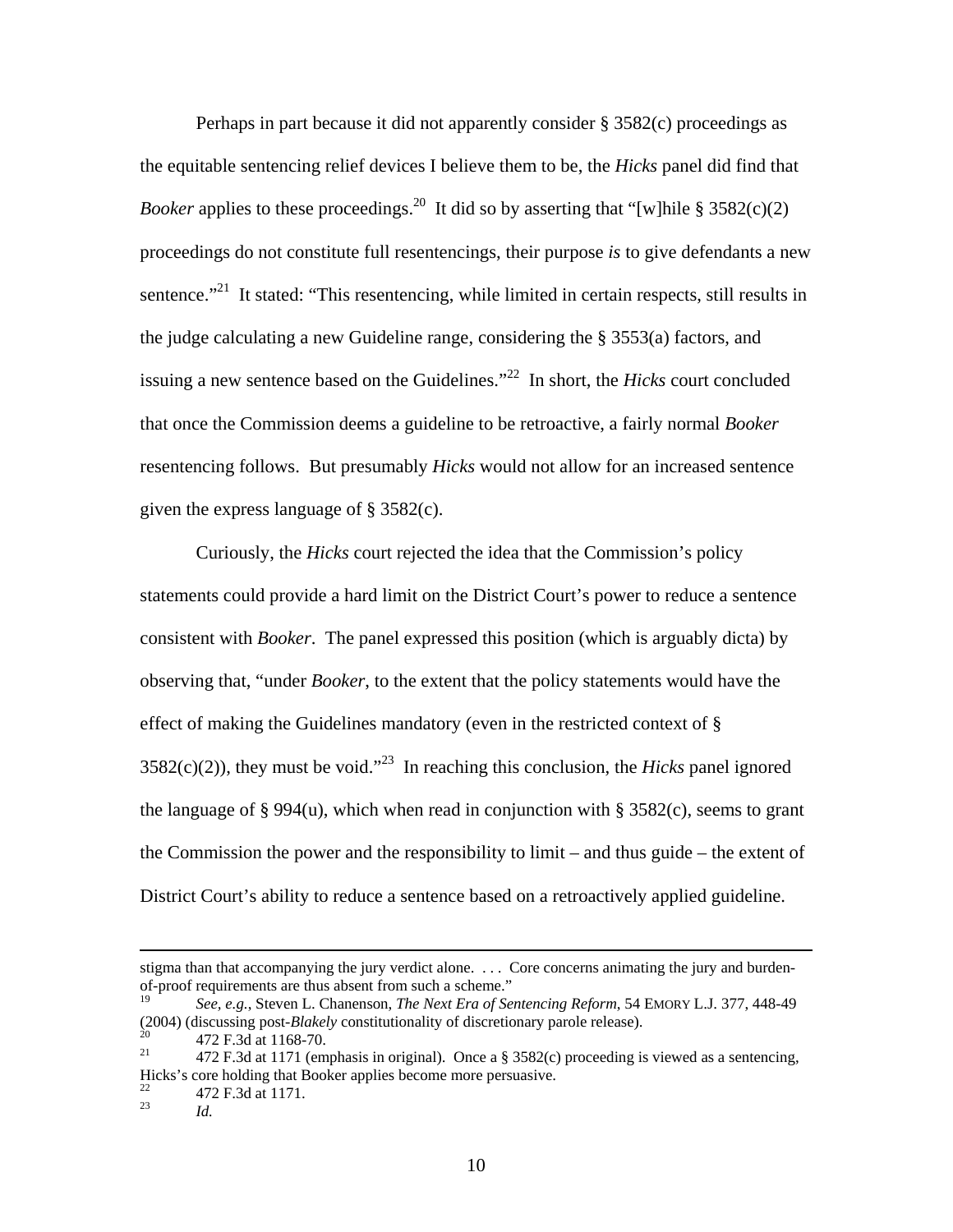Perhaps in part because it did not apparently consider § 3582(c) proceedings as the equitable sentencing relief devices I believe them to be, the *Hicks* panel did find that *Booker* applies to these proceedings.[20] It did so by asserting that "[w]hile § 3582(c)(2) proceedings do not constitute full resentencings, their purpose *is* to give defendants a new sentence."[21] It stated: "This resentencing, while limited in certain respects, still results in the judge calculating a new Guideline range, considering the § 3553(a) factors, and issuing a new sentence based on the Guidelines."[22] In short, the *Hicks* court concluded that once the Commission deems a guideline to be retroactive, a fairly normal *Booker* resentencing follows. But presumably *Hicks* would not allow for an increased sentence given the express language of § 3582(c).

Curiously, the *Hicks* court rejected the idea that the Commission's policy statements could provide a hard limit on the District Court's power to reduce a sentence consistent with *Booker*. The panel expressed this position (which is arguably dicta) by observing that, "under *Booker*, to the extent that the policy statements would have the effect of making the Guidelines mandatory (even in the restricted context of § 3582(c)(2)), they must be void."[23] In reaching this conclusion, the *Hicks* panel ignored the language of § 994(u), which when read in conjunction with § 3582(c), seems to grant the Commission the power and the responsibility to limit – and thus guide – the extent of District Court's ability to reduce a sentence based on a retroactively applied guideline.

---

stigma than that accompanying the jury verdict alone. . . . Core concerns animating the jury and burden-of-proof requirements are thus absent from such a scheme."

[19] *See, e.g.*, Steven L. Chanenson, *The Next Era of Sentencing Reform*, 54 EMORY L.J. 377, 448-49 (2004) (discussing post-*Blakely* constitutionality of discretionary parole release).

[20] 472 F.3d at 1168-70.

[21] 472 F.3d at 1171 (emphasis in original). Once a § 3582(c) proceeding is viewed as a sentencing, Hicks's core holding that Booker applies become more persuasive.

[22] 472 F.3d at 1171.

[23] *Id.*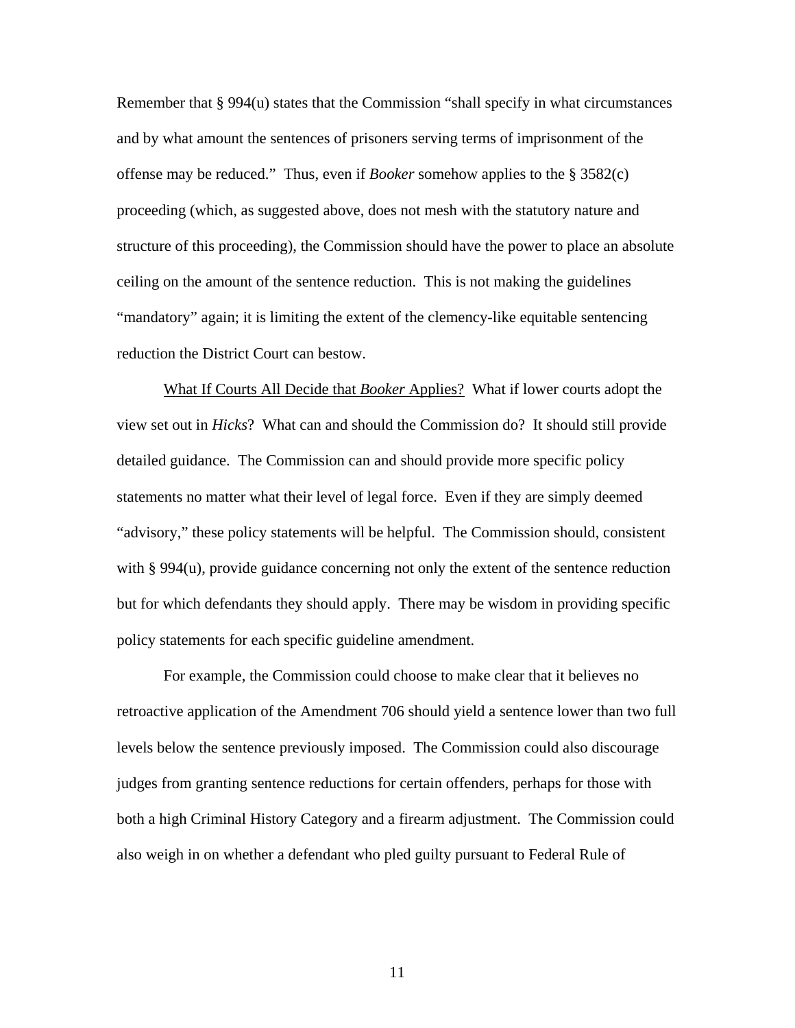Remember that § 994(u) states that the Commission "shall specify in what circumstances and by what amount the sentences of prisoners serving terms of imprisonment of the offense may be reduced." Thus, even if *Booker* somehow applies to the § 3582(c) proceeding (which, as suggested above, does not mesh with the statutory nature and structure of this proceeding), the Commission should have the power to place an absolute ceiling on the amount of the sentence reduction. This is not making the guidelines "mandatory" again; it is limiting the extent of the clemency-like equitable sentencing reduction the District Court can bestow.

<u>What If Courts All Decide that *Booker* Applies?</u> What if lower courts adopt the view set out in *Hicks*? What can and should the Commission do? It should still provide detailed guidance. The Commission can and should provide more specific policy statements no matter what their level of legal force. Even if they are simply deemed "advisory," these policy statements will be helpful. The Commission should, consistent with § 994(u), provide guidance concerning not only the extent of the sentence reduction but for which defendants they should apply. There may be wisdom in providing specific policy statements for each specific guideline amendment.

For example, the Commission could choose to make clear that it believes no retroactive application of the Amendment 706 should yield a sentence lower than two full levels below the sentence previously imposed. The Commission could also discourage judges from granting sentence reductions for certain offenders, perhaps for those with both a high Criminal History Category and a firearm adjustment. The Commission could also weigh in on whether a defendant who pled guilty pursuant to Federal Rule of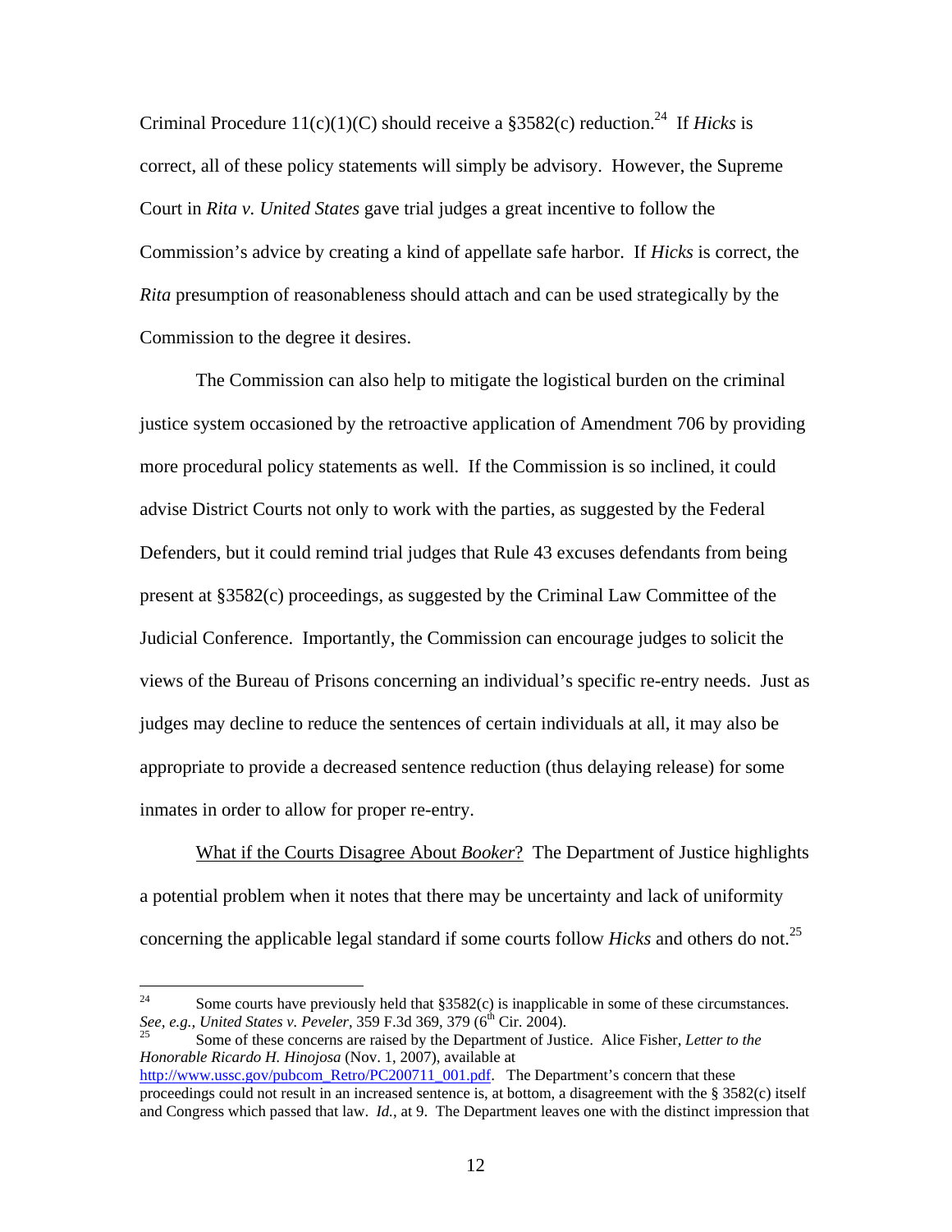Criminal Procedure 11(c)(1)(C) should receive a §3582(c) reduction.[24] If *Hicks* is correct, all of these policy statements will simply be advisory. However, the Supreme Court in *Rita v. United States* gave trial judges a great incentive to follow the Commission's advice by creating a kind of appellate safe harbor. If *Hicks* is correct, the *Rita* presumption of reasonableness should attach and can be used strategically by the Commission to the degree it desires.

The Commission can also help to mitigate the logistical burden on the criminal justice system occasioned by the retroactive application of Amendment 706 by providing more procedural policy statements as well. If the Commission is so inclined, it could advise District Courts not only to work with the parties, as suggested by the Federal Defenders, but it could remind trial judges that Rule 43 excuses defendants from being present at §3582(c) proceedings, as suggested by the Criminal Law Committee of the Judicial Conference. Importantly, the Commission can encourage judges to solicit the views of the Bureau of Prisons concerning an individual's specific re-entry needs. Just as judges may decline to reduce the sentences of certain individuals at all, it may also be appropriate to provide a decreased sentence reduction (thus delaying release) for some inmates in order to allow for proper re-entry.

<u>What if the Courts Disagree About *Booker*?</u> The Department of Justice highlights a potential problem when it notes that there may be uncertainty and lack of uniformity concerning the applicable legal standard if some courts follow *Hicks* and others do not.[25]

---

[24] Some courts have previously held that §3582(c) is inapplicable in some of these circumstances. *See, e.g., United States v. Peveler*, 359 F.3d 369, 379 (6th Cir. 2004).

[25] Some of these concerns are raised by the Department of Justice. Alice Fisher, *Letter to the Honorable Ricardo H. Hinojosa* (Nov. 1, 2007), available at http://www.ussc.gov/pubcom_Retro/PC200711_001.pdf. The Department's concern that these proceedings could not result in an increased sentence is, at bottom, a disagreement with the § 3582(c) itself and Congress which passed that law. *Id.*, at 9. The Department leaves one with the distinct impression that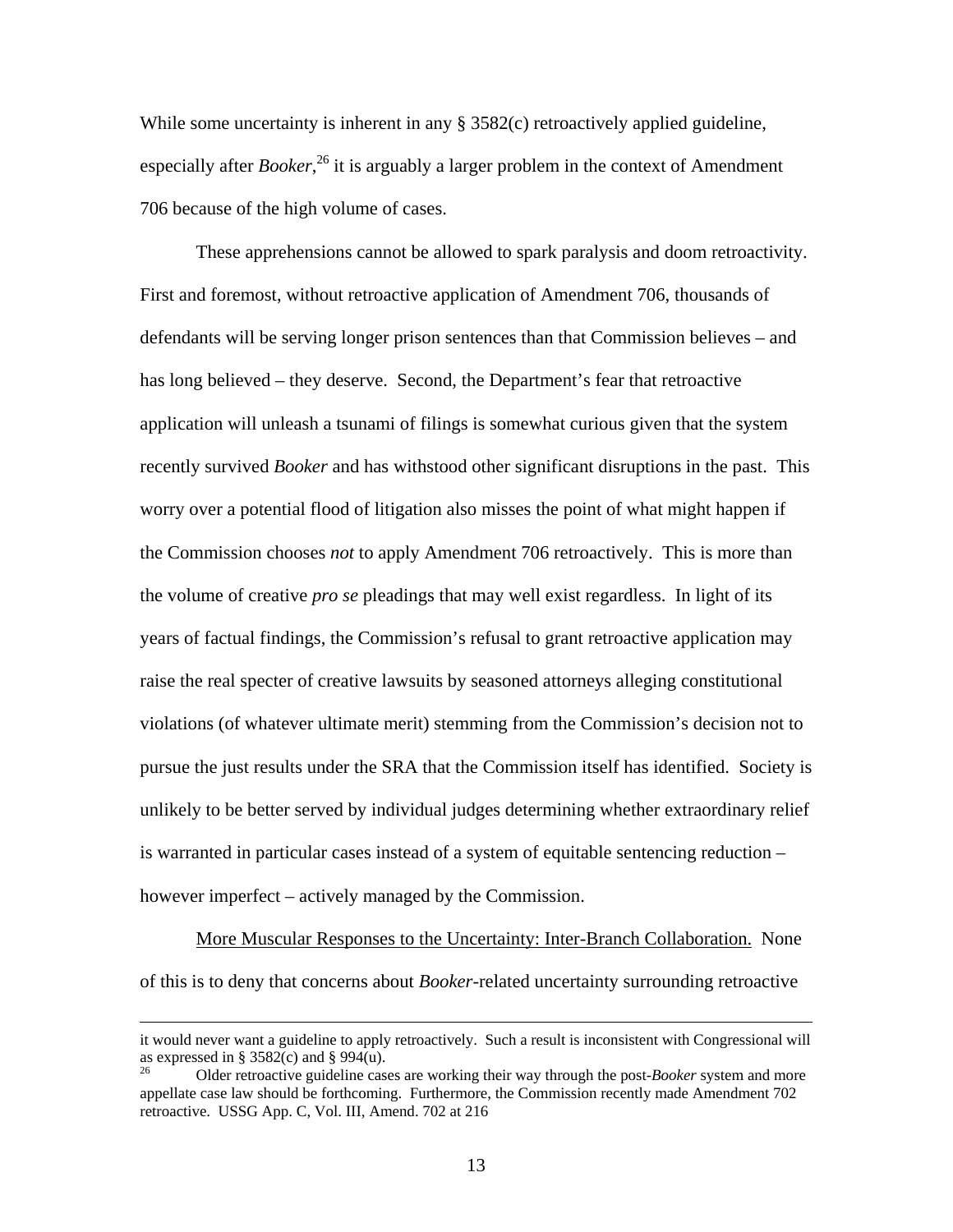While some uncertainty is inherent in any § 3582(c) retroactively applied guideline, especially after *Booker*,[26] it is arguably a larger problem in the context of Amendment 706 because of the high volume of cases.

These apprehensions cannot be allowed to spark paralysis and doom retroactivity. First and foremost, without retroactive application of Amendment 706, thousands of defendants will be serving longer prison sentences than that Commission believes – and has long believed – they deserve. Second, the Department's fear that retroactive application will unleash a tsunami of filings is somewhat curious given that the system recently survived *Booker* and has withstood other significant disruptions in the past. This worry over a potential flood of litigation also misses the point of what might happen if the Commission chooses *not* to apply Amendment 706 retroactively. This is more than the volume of creative *pro se* pleadings that may well exist regardless. In light of its years of factual findings, the Commission's refusal to grant retroactive application may raise the real specter of creative lawsuits by seasoned attorneys alleging constitutional violations (of whatever ultimate merit) stemming from the Commission's decision not to pursue the just results under the SRA that the Commission itself has identified. Society is unlikely to be better served by individual judges determining whether extraordinary relief is warranted in particular cases instead of a system of equitable sentencing reduction – however imperfect – actively managed by the Commission.

<u>More Muscular Responses to the Uncertainty: Inter-Branch Collaboration.</u> None of this is to deny that concerns about *Booker*-related uncertainty surrounding retroactive

---

it would never want a guideline to apply retroactively. Such a result is inconsistent with Congressional will as expressed in § 3582(c) and § 994(u).

[26] Older retroactive guideline cases are working their way through the post-*Booker* system and more appellate case law should be forthcoming. Furthermore, the Commission recently made Amendment 702 retroactive. USSG App. C, Vol. III, Amend. 702 at 216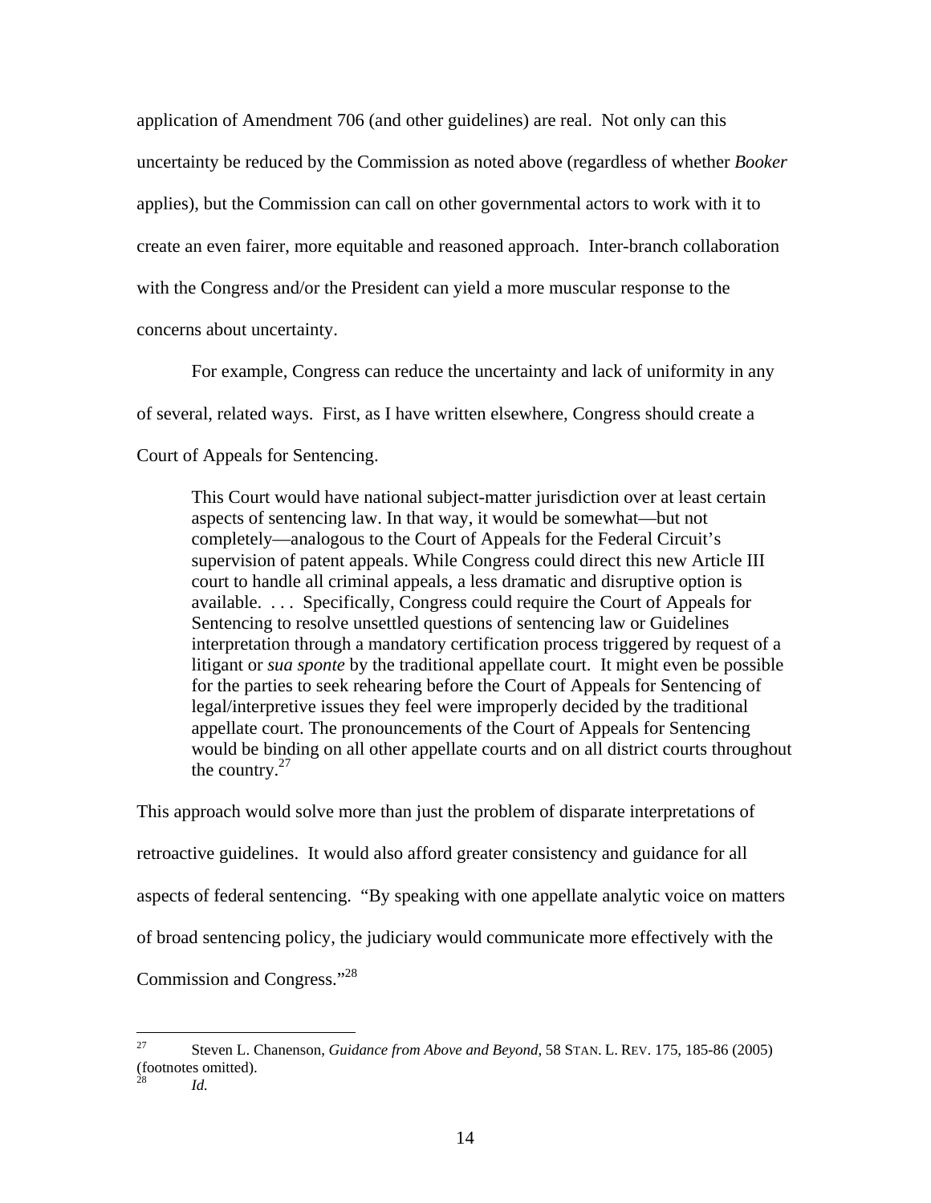application of Amendment 706 (and other guidelines) are real. Not only can this uncertainty be reduced by the Commission as noted above (regardless of whether *Booker* applies), but the Commission can call on other governmental actors to work with it to create an even fairer, more equitable and reasoned approach. Inter-branch collaboration with the Congress and/or the President can yield a more muscular response to the concerns about uncertainty.

For example, Congress can reduce the uncertainty and lack of uniformity in any of several, related ways. First, as I have written elsewhere, Congress should create a Court of Appeals for Sentencing.

> This Court would have national subject-matter jurisdiction over at least certain aspects of sentencing law. In that way, it would be somewhat—but not completely—analogous to the Court of Appeals for the Federal Circuit's supervision of patent appeals. While Congress could direct this new Article III court to handle all criminal appeals, a less dramatic and disruptive option is available. . . . Specifically, Congress could require the Court of Appeals for Sentencing to resolve unsettled questions of sentencing law or Guidelines interpretation through a mandatory certification process triggered by request of a litigant or *sua sponte* by the traditional appellate court. It might even be possible for the parties to seek rehearing before the Court of Appeals for Sentencing of legal/interpretive issues they feel were improperly decided by the traditional appellate court. The pronouncements of the Court of Appeals for Sentencing would be binding on all other appellate courts and on all district courts throughout the country.[27]

This approach would solve more than just the problem of disparate interpretations of retroactive guidelines. It would also afford greater consistency and guidance for all aspects of federal sentencing. "By speaking with one appellate analytic voice on matters of broad sentencing policy, the judiciary would communicate more effectively with the Commission and Congress."[28]

---

[27] Steven L. Chanenson, *Guidance from Above and Beyond*, 58 STAN. L. REV. 175, 185-86 (2005) (footnotes omitted).

[28] *Id.*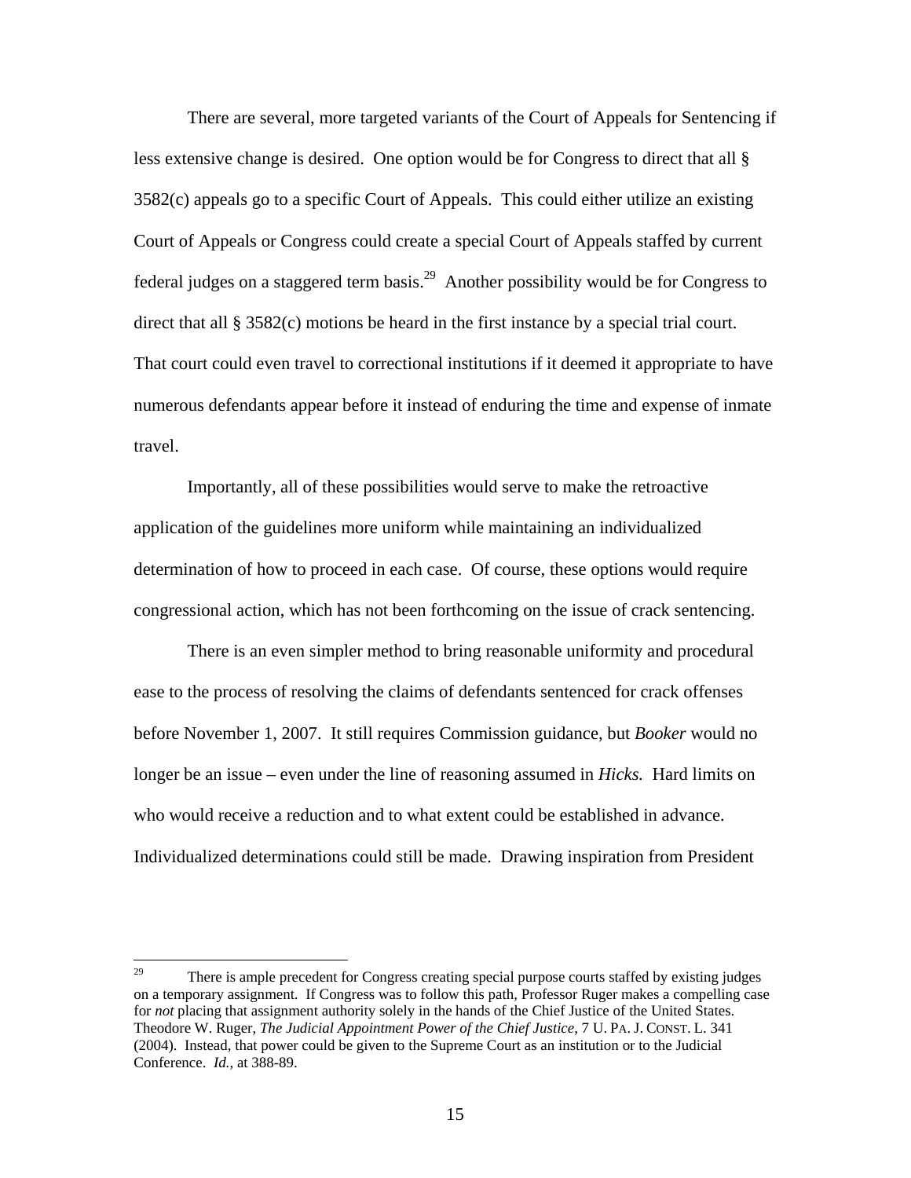There are several, more targeted variants of the Court of Appeals for Sentencing if less extensive change is desired. One option would be for Congress to direct that all § 3582(c) appeals go to a specific Court of Appeals. This could either utilize an existing Court of Appeals or Congress could create a special Court of Appeals staffed by current federal judges on a staggered term basis.[29] Another possibility would be for Congress to direct that all § 3582(c) motions be heard in the first instance by a special trial court. That court could even travel to correctional institutions if it deemed it appropriate to have numerous defendants appear before it instead of enduring the time and expense of inmate travel.

Importantly, all of these possibilities would serve to make the retroactive application of the guidelines more uniform while maintaining an individualized determination of how to proceed in each case. Of course, these options would require congressional action, which has not been forthcoming on the issue of crack sentencing.

There is an even simpler method to bring reasonable uniformity and procedural ease to the process of resolving the claims of defendants sentenced for crack offenses before November 1, 2007. It still requires Commission guidance, but *Booker* would no longer be an issue – even under the line of reasoning assumed in *Hicks.* Hard limits on who would receive a reduction and to what extent could be established in advance. Individualized determinations could still be made. Drawing inspiration from President

---

[29] There is ample precedent for Congress creating special purpose courts staffed by existing judges on a temporary assignment. If Congress was to follow this path, Professor Ruger makes a compelling case for *not* placing that assignment authority solely in the hands of the Chief Justice of the United States. Theodore W. Ruger, *The Judicial Appointment Power of the Chief Justice*, 7 U. PA. J. CONST. L. 341 (2004). Instead, that power could be given to the Supreme Court as an institution or to the Judicial Conference. *Id.*, at 388-89.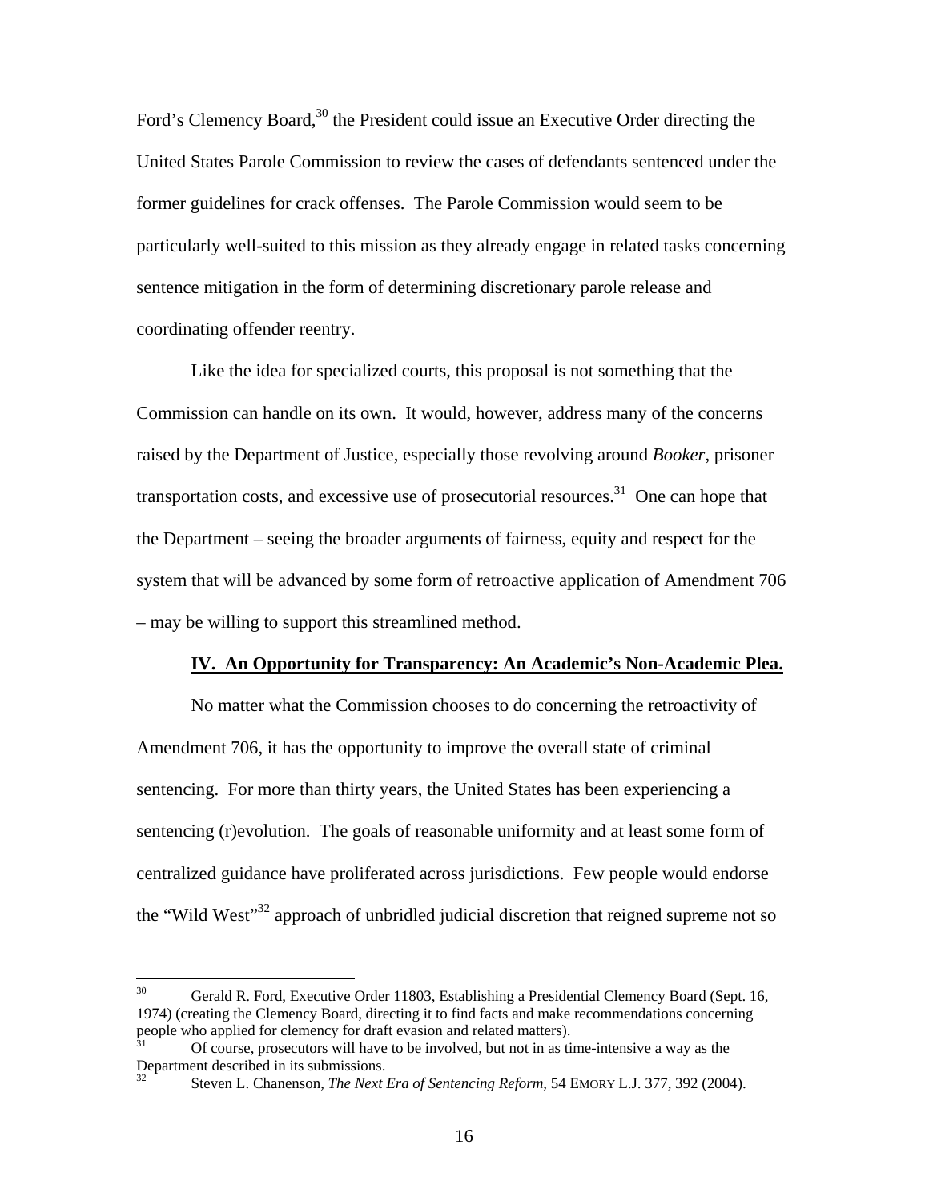Ford's Clemency Board,[30] the President could issue an Executive Order directing the United States Parole Commission to review the cases of defendants sentenced under the former guidelines for crack offenses. The Parole Commission would seem to be particularly well-suited to this mission as they already engage in related tasks concerning sentence mitigation in the form of determining discretionary parole release and coordinating offender reentry.

Like the idea for specialized courts, this proposal is not something that the Commission can handle on its own. It would, however, address many of the concerns raised by the Department of Justice, especially those revolving around *Booker*, prisoner transportation costs, and excessive use of prosecutorial resources.[31] One can hope that the Department – seeing the broader arguments of fairness, equity and respect for the system that will be advanced by some form of retroactive application of Amendment 706 – may be willing to support this streamlined method.

## IV. An Opportunity for Transparency: An Academic's Non-Academic Plea.

No matter what the Commission chooses to do concerning the retroactivity of Amendment 706, it has the opportunity to improve the overall state of criminal sentencing. For more than thirty years, the United States has been experiencing a sentencing (r)evolution. The goals of reasonable uniformity and at least some form of centralized guidance have proliferated across jurisdictions. Few people would endorse the "Wild West"[32] approach of unbridled judicial discretion that reigned supreme not so

---

[30] Gerald R. Ford, Executive Order 11803, Establishing a Presidential Clemency Board (Sept. 16, 1974) (creating the Clemency Board, directing it to find facts and make recommendations concerning people who applied for clemency for draft evasion and related matters).

[31] Of course, prosecutors will have to be involved, but not in as time-intensive a way as the Department described in its submissions.

[32] Steven L. Chanenson, *The Next Era of Sentencing Reform*, 54 EMORY L.J. 377, 392 (2004).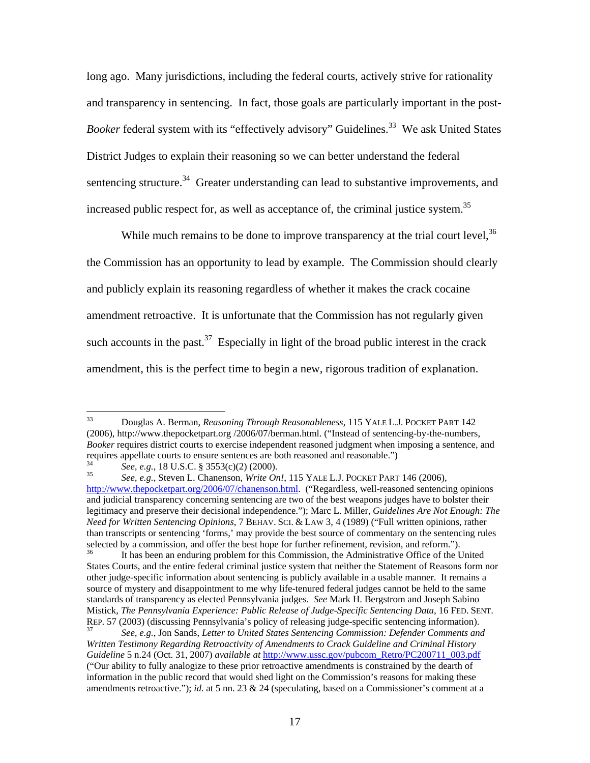long ago. Many jurisdictions, including the federal courts, actively strive for rationality and transparency in sentencing. In fact, those goals are particularly important in the post-*Booker* federal system with its "effectively advisory" Guidelines.[33] We ask United States District Judges to explain their reasoning so we can better understand the federal sentencing structure.[34] Greater understanding can lead to substantive improvements, and increased public respect for, as well as acceptance of, the criminal justice system.[35]

While much remains to be done to improve transparency at the trial court level,[36] the Commission has an opportunity to lead by example. The Commission should clearly and publicly explain its reasoning regardless of whether it makes the crack cocaine amendment retroactive. It is unfortunate that the Commission has not regularly given such accounts in the past.[37] Especially in light of the broad public interest in the crack amendment, this is the perfect time to begin a new, rigorous tradition of explanation.

---

[33] Douglas A. Berman, *Reasoning Through Reasonableness*, 115 YALE L.J. POCKET PART 142 (2006), http://www.thepocketpart.org /2006/07/berman.html. ("Instead of sentencing-by-the-numbers, *Booker* requires district courts to exercise independent reasoned judgment when imposing a sentence, and requires appellate courts to ensure sentences are both reasoned and reasonable.")

[34] *See, e.g.*, 18 U.S.C. § 3553(c)(2) (2000).

[35] *See, e.g.*, Steven L. Chanenson, *Write On!*, 115 YALE L.J. POCKET PART 146 (2006), http://www.thepocketpart.org/2006/07/chanenson.html. ("Regardless, well-reasoned sentencing opinions and judicial transparency concerning sentencing are two of the best weapons judges have to bolster their legitimacy and preserve their decisional independence."); Marc L. Miller, *Guidelines Are Not Enough: The Need for Written Sentencing Opinions*, 7 BEHAV. SCI. & LAW 3, 4 (1989) ("Full written opinions, rather than transcripts or sentencing 'forms,' may provide the best source of commentary on the sentencing rules selected by a commission, and offer the best hope for further refinement, revision, and reform.").

[36] It has been an enduring problem for this Commission, the Administrative Office of the United States Courts, and the entire federal criminal justice system that neither the Statement of Reasons form nor other judge-specific information about sentencing is publicly available in a usable manner. It remains a source of mystery and disappointment to me why life-tenured federal judges cannot be held to the same standards of transparency as elected Pennsylvania judges. *See* Mark H. Bergstrom and Joseph Sabino Mistick, *The Pennsylvania Experience: Public Release of Judge-Specific Sentencing Data*, 16 FED. SENT. REP. 57 (2003) (discussing Pennsylvania's policy of releasing judge-specific sentencing information).

[37] *See, e.g.*, Jon Sands, *Letter to United States Sentencing Commission: Defender Comments and Written Testimony Regarding Retroactivity of Amendments to Crack Guideline and Criminal History Guideline* 5 n.24 (Oct. 31, 2007) *available at* http://www.ussc.gov/pubcom_Retro/PC200711_003.pdf ("Our ability to fully analogize to these prior retroactive amendments is constrained by the dearth of information in the public record that would shed light on the Commission's reasons for making these amendments retroactive."); *id.* at 5 nn. 23 & 24 (speculating, based on a Commissioner's comment at a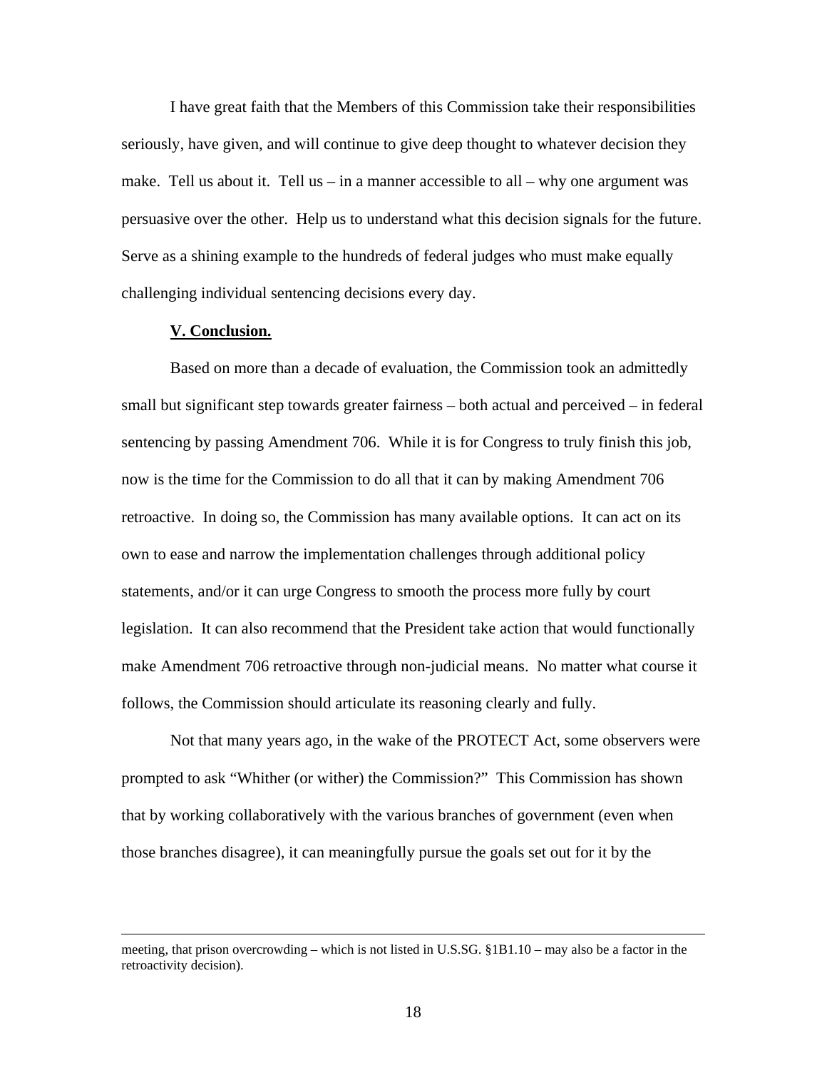I have great faith that the Members of this Commission take their responsibilities seriously, have given, and will continue to give deep thought to whatever decision they make. Tell us about it. Tell us – in a manner accessible to all – why one argument was persuasive over the other. Help us to understand what this decision signals for the future. Serve as a shining example to the hundreds of federal judges who must make equally challenging individual sentencing decisions every day.

## V. Conclusion.

Based on more than a decade of evaluation, the Commission took an admittedly small but significant step towards greater fairness – both actual and perceived – in federal sentencing by passing Amendment 706. While it is for Congress to truly finish this job, now is the time for the Commission to do all that it can by making Amendment 706 retroactive. In doing so, the Commission has many available options. It can act on its own to ease and narrow the implementation challenges through additional policy statements, and/or it can urge Congress to smooth the process more fully by court legislation. It can also recommend that the President take action that would functionally make Amendment 706 retroactive through non-judicial means. No matter what course it follows, the Commission should articulate its reasoning clearly and fully.

Not that many years ago, in the wake of the PROTECT Act, some observers were prompted to ask "Whither (or wither) the Commission?" This Commission has shown that by working collaboratively with the various branches of government (even when those branches disagree), it can meaningfully pursue the goals set out for it by the

---

meeting, that prison overcrowding – which is not listed in U.S.SG. §1B1.10 – may also be a factor in the retroactivity decision).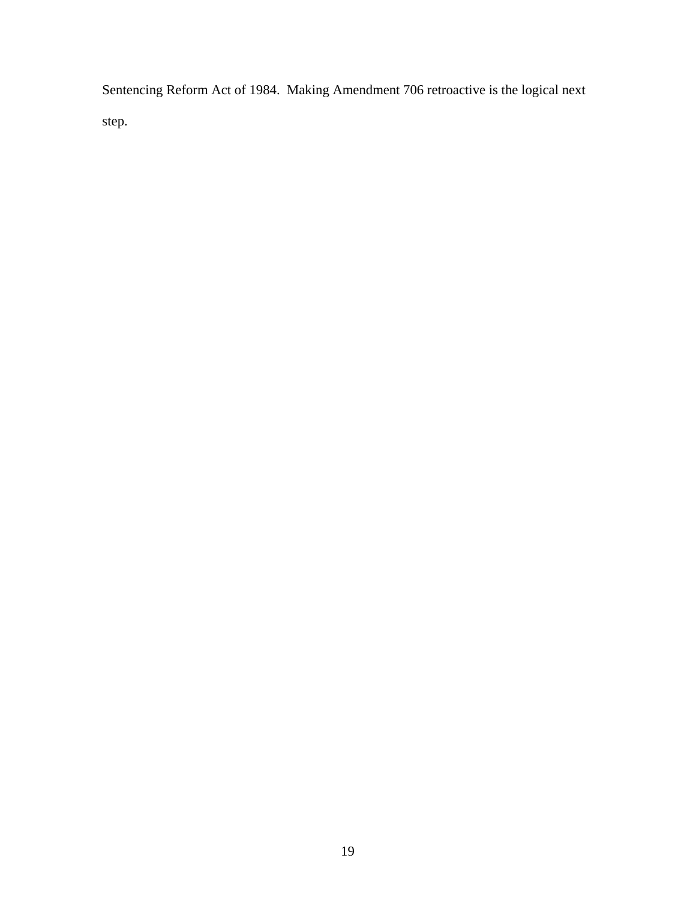Sentencing Reform Act of 1984. Making Amendment 706 retroactive is the logical next step.